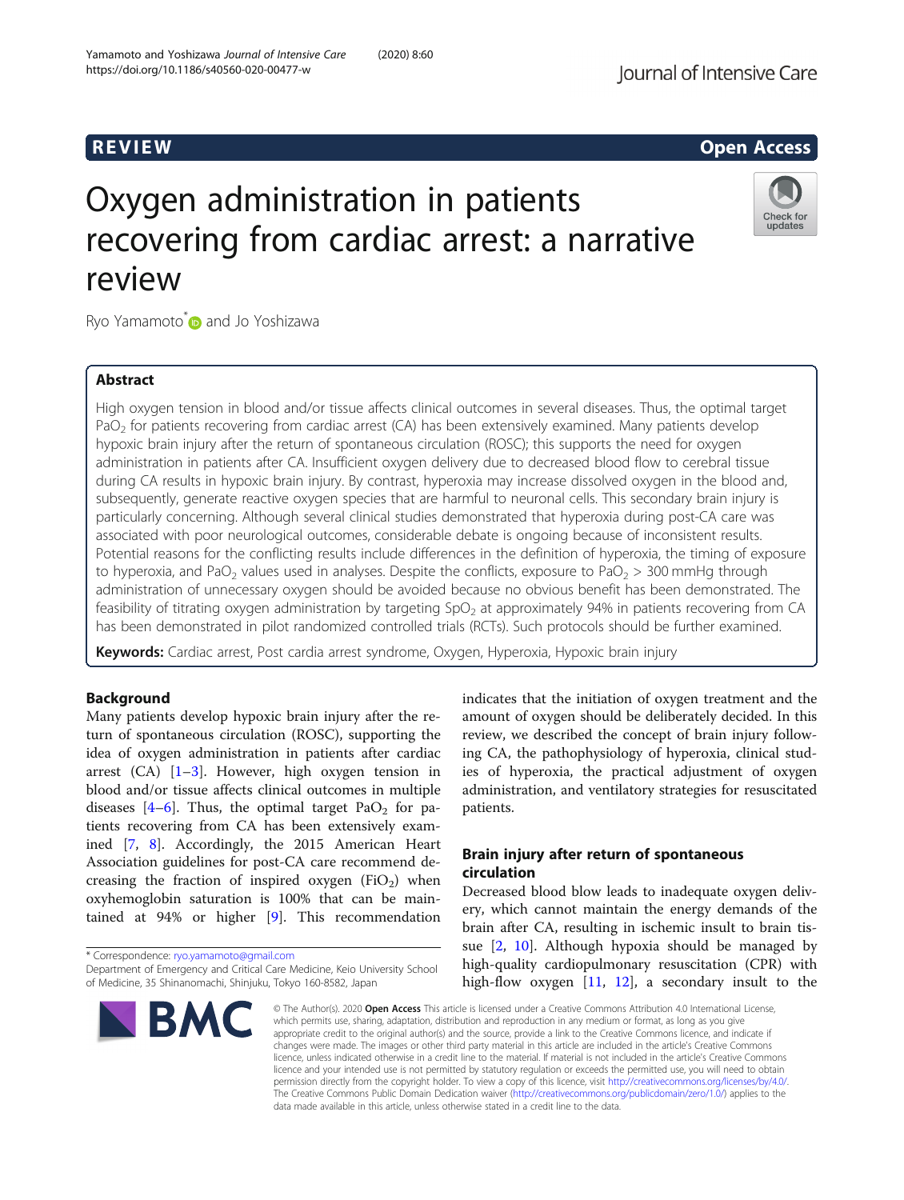REVIEW

Open Access

# Oxygen administration in patients recovering from cardiac arrest: a narrative review

Ryo Yamamoto* and Jo Yoshizawa

## Abstract

High oxygen tension in blood and/or tissue affects clinical outcomes in several diseases. Thus, the optimal target $PaO_2$ for patients recovering from cardiac arrest (CA) has been extensively examined. Many patients develop hypoxic brain injury after the return of spontaneous circulation (ROSC); this supports the need for oxygen administration in patients after CA. Insufficient oxygen delivery due to decreased blood flow to cerebral tissue during CA results in hypoxic brain injury. By contrast, hyperoxia may increase dissolved oxygen in the blood and, subsequently, generate reactive oxygen species that are harmful to neuronal cells. This secondary brain injury is particularly concerning. Although several clinical studies demonstrated that hyperoxia during post-CA care was associated with poor neurological outcomes, considerable debate is ongoing because of inconsistent results. Potential reasons for the conflicting results include differences in the definition of hyperoxia, the timing of exposure to hyperoxia, and $PaO_2$ values used in analyses. Despite the conflicts, exposure to $PaO_2$ > 300 mmHg through administration of unnecessary oxygen should be avoided because no obvious benefit has been demonstrated. The feasibility of titrating oxygen administration by targeting $SpO_2$ at approximately 94% in patients recovering from CA has been demonstrated in pilot randomized controlled trials (RCTs). Such protocols should be further examined.

**Keywords:** Cardiac arrest, Post cardia arrest syndrome, Oxygen, Hyperoxia, Hypoxic brain injury

## Background

Many patients develop hypoxic brain injury after the return of spontaneous circulation (ROSC), supporting the idea of oxygen administration in patients after cardiac arrest (CA) [1–3]. However, high oxygen tension in blood and/or tissue affects clinical outcomes in multiple diseases [4–6]. Thus, the optimal target $PaO_2$ for patients recovering from CA has been extensively examined [7, 8]. Accordingly, the 2015 American Heart Association guidelines for post-CA care recommend decreasing the fraction of inspired oxygen ($FiO_2$) when oxyhemoglobin saturation is 100% that can be maintained at 94% or higher [9]. This recommendation indicates that the initiation of oxygen treatment and the amount of oxygen should be deliberately decided. In this review, we described the concept of brain injury following CA, the pathophysiology of hyperoxia, clinical studies of hyperoxia, the practical adjustment of oxygen administration, and ventilatory strategies for resuscitated patients.

## Brain injury after return of spontaneous circulation

Decreased blood blow leads to inadequate oxygen delivery, which cannot maintain the energy demands of the brain after CA, resulting in ischemic insult to brain tissue [2, 10]. Although hypoxia should be managed by high-quality cardiopulmonary resuscitation (CPR) with high-flow oxygen [11, 12], a secondary insult to the

* Correspondence: ryo.yamamoto@gmail.com
Department of Emergency and Critical Care Medicine, Keio University School of Medicine, 35 Shinanomachi, Shinjuku, Tokyo 160-8582, Japan

© The Author(s). 2020 **Open Access** This article is licensed under a Creative Commons Attribution 4.0 International License, which permits use, sharing, adaptation, distribution and reproduction in any medium or format, as long as you give appropriate credit to the original author(s) and the source, provide a link to the Creative Commons licence, and indicate if changes were made. The images or other third party material in this article are included in the article's Creative Commons licence, unless indicated otherwise in a credit line to the material. If material is not included in the article's Creative Commons licence and your intended use is not permitted by statutory regulation or exceeds the permitted use, you will need to obtain permission directly from the copyright holder. To view a copy of this licence, visit http://creativecommons.org/licenses/by/4.0/. The Creative Commons Public Domain Dedication waiver (http://creativecommons.org/publicdomain/zero/1.0/) applies to the data made available in this article, unless otherwise stated in a credit line to the data.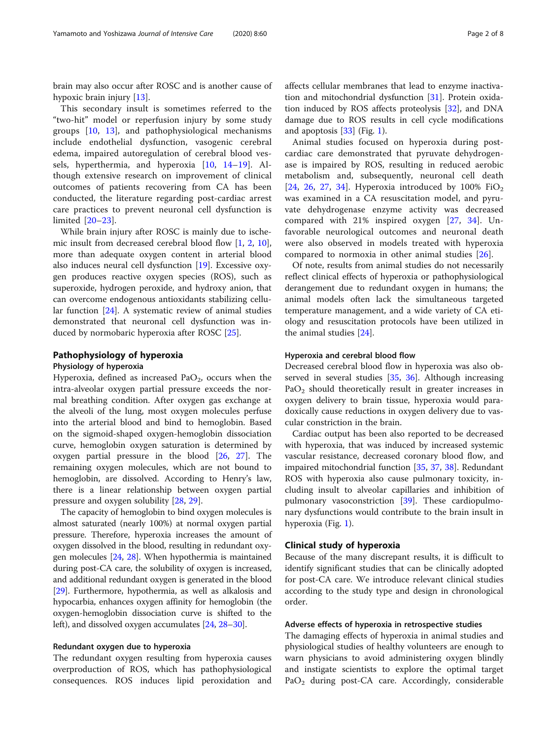brain may also occur after ROSC and is another cause of hypoxic brain injury [13].

This secondary insult is sometimes referred to the "two-hit" model or reperfusion injury by some study groups [10, 13], and pathophysiological mechanisms include endothelial dysfunction, vasogenic cerebral edema, impaired autoregulation of cerebral blood vessels, hyperthermia, and hyperoxia [10, 14–19]. Although extensive research on improvement of clinical outcomes of patients recovering from CA has been conducted, the literature regarding post-cardiac arrest care practices to prevent neuronal cell dysfunction is limited [20–23].

While brain injury after ROSC is mainly due to ischemic insult from decreased cerebral blood flow [1, 2, 10], more than adequate oxygen content in arterial blood also induces neural cell dysfunction [19]. Excessive oxygen produces reactive oxygen species (ROS), such as superoxide, hydrogen peroxide, and hydroxy anion, that can overcome endogenous antioxidants stabilizing cellular function [24]. A systematic review of animal studies demonstrated that neuronal cell dysfunction was induced by normobaric hyperoxia after ROSC [25].

## Pathophysiology of hyperoxia

### Physiology of hyperoxia

Hyperoxia, defined as increased $PaO_2$, occurs when the intra-alveolar oxygen partial pressure exceeds the normal breathing condition. After oxygen gas exchange at the alveoli of the lung, most oxygen molecules perfuse into the arterial blood and bind to hemoglobin. Based on the sigmoid-shaped oxygen-hemoglobin dissociation curve, hemoglobin oxygen saturation is determined by oxygen partial pressure in the blood [26, 27]. The remaining oxygen molecules, which are not bound to hemoglobin, are dissolved. According to Henry's law, there is a linear relationship between oxygen partial pressure and oxygen solubility [28, 29].

The capacity of hemoglobin to bind oxygen molecules is almost saturated (nearly 100%) at normal oxygen partial pressure. Therefore, hyperoxia increases the amount of oxygen dissolved in the blood, resulting in redundant oxygen molecules [24, 28]. When hypothermia is maintained during post-CA care, the solubility of oxygen is increased, and additional redundant oxygen is generated in the blood [29]. Furthermore, hypothermia, as well as alkalosis and hypocarbia, enhances oxygen affinity for hemoglobin (the oxygen-hemoglobin dissociation curve is shifted to the left), and dissolved oxygen accumulates [24, 28–30].

### Redundant oxygen due to hyperoxia

The redundant oxygen resulting from hyperoxia causes overproduction of ROS, which has pathophysiological consequences. ROS induces lipid peroxidation and affects cellular membranes that lead to enzyme inactivation and mitochondrial dysfunction [31]. Protein oxidation induced by ROS affects proteolysis [32], and DNA damage due to ROS results in cell cycle modifications and apoptosis [33] (Fig. 1).

Animal studies focused on hyperoxia during post-cardiac care demonstrated that pyruvate dehydrogenase is impaired by ROS, resulting in reduced aerobic metabolism and, subsequently, neuronal cell death [24, 26, 27, 34]. Hyperoxia introduced by 100% $FiO_2$ was examined in a CA resuscitation model, and pyruvate dehydrogenase enzyme activity was decreased compared with 21% inspired oxygen [27, 34]. Unfavorable neurological outcomes and neuronal death were also observed in models treated with hyperoxia compared to normoxia in other animal studies [26].

Of note, results from animal studies do not necessarily reflect clinical effects of hyperoxia or pathophysiological derangement due to redundant oxygen in humans; the animal models often lack the simultaneous targeted temperature management, and a wide variety of CA etiology and resuscitation protocols have been utilized in the animal studies [24].

### Hyperoxia and cerebral blood flow

Decreased cerebral blood flow in hyperoxia was also observed in several studies [35, 36]. Although increasing $PaO_2$ should theoretically result in greater increases in oxygen delivery to brain tissue, hyperoxia would paradoxically cause reductions in oxygen delivery due to vascular constriction in the brain.

Cardiac output has been also reported to be decreased with hyperoxia, that was induced by increased systemic vascular resistance, decreased coronary blood flow, and impaired mitochondrial function [35, 37, 38]. Redundant ROS with hyperoxia also cause pulmonary toxicity, including insult to alveolar capillaries and inhibition of pulmonary vasoconstriction [39]. These cardiopulmonary dysfunctions would contribute to the brain insult in hyperoxia (Fig. 1).

## Clinical study of hyperoxia

Because of the many discrepant results, it is difficult to identify significant studies that can be clinically adopted for post-CA care. We introduce relevant clinical studies according to the study type and design in chronological order.

### Adverse effects of hyperoxia in retrospective studies

The damaging effects of hyperoxia in animal studies and physiological studies of healthy volunteers are enough to warn physicians to avoid administering oxygen blindly and instigate scientists to explore the optimal target $PaO_2$ during post-CA care. Accordingly, considerable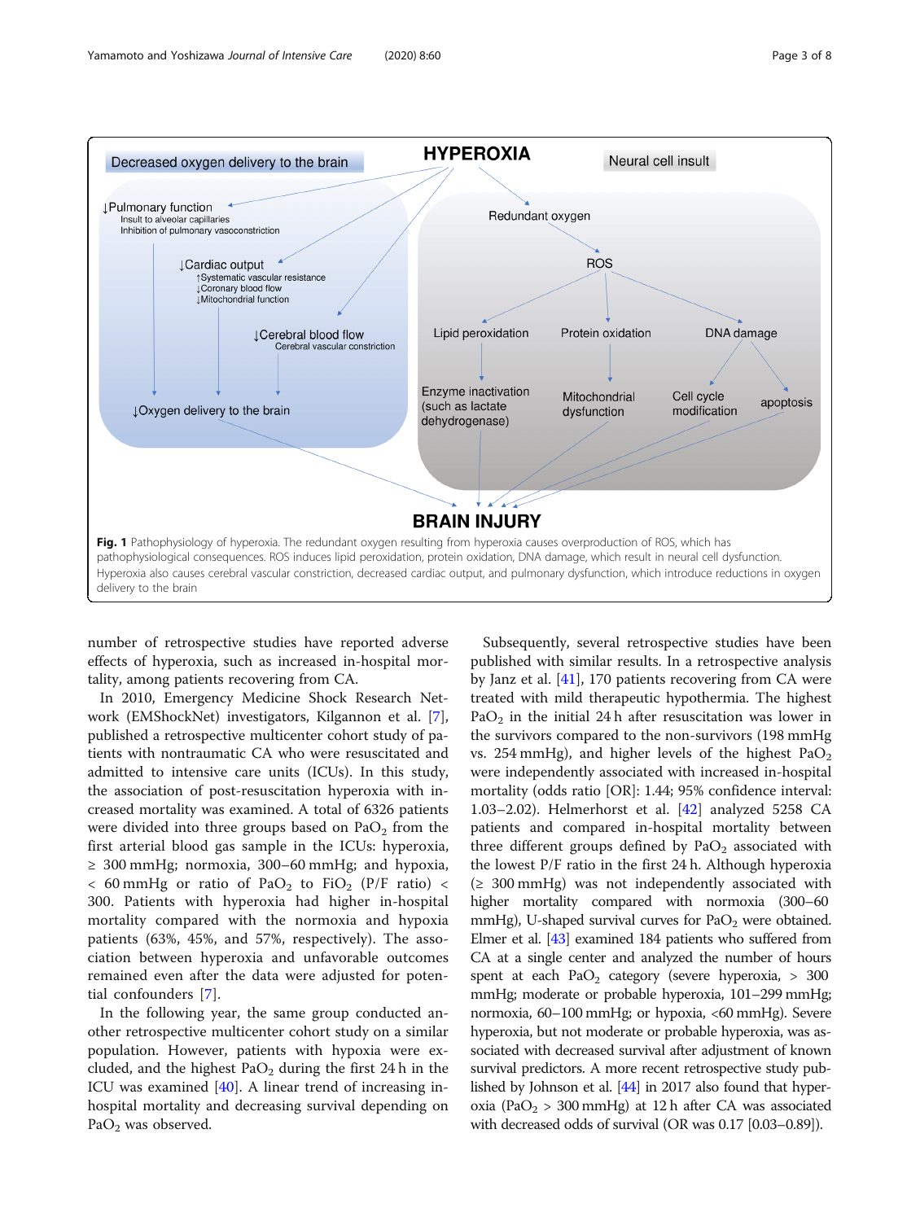Fig. 1 Pathophysiology of hyperoxia. The redundant oxygen resulting from hyperoxia causes overproduction of ROS, which has pathophysiological consequences. ROS induces lipid peroxidation, protein oxidation, DNA damage, which result in neural cell dysfunction. Hyperoxia also causes cerebral vascular constriction, decreased cardiac output, and pulmonary dysfunction, which introduce reductions in oxygen delivery to the brain

number of retrospective studies have reported adverse effects of hyperoxia, such as increased in-hospital mortality, among patients recovering from CA.

In 2010, Emergency Medicine Shock Research Network (EMShockNet) investigators, Kilgannon et al. [7], published a retrospective multicenter cohort study of patients with nontraumatic CA who were resuscitated and admitted to intensive care units (ICUs). In this study, the association of post-resuscitation hyperoxia with increased mortality was examined. A total of 6326 patients were divided into three groups based on $PaO_2$ from the first arterial blood gas sample in the ICUs: hyperoxia, ≥ 300 mmHg; normoxia, 300–60 mmHg; and hypoxia, < 60 mmHg or ratio of $PaO_2$ to $FiO_2$ (P/F ratio) < 300. Patients with hyperoxia had higher in-hospital mortality compared with the normoxia and hypoxia patients (63%, 45%, and 57%, respectively). The association between hyperoxia and unfavorable outcomes remained even after the data were adjusted for potential confounders [7].

In the following year, the same group conducted another retrospective multicenter cohort study on a similar population. However, patients with hypoxia were excluded, and the highest $PaO_2$ during the first 24 h in the ICU was examined [40]. A linear trend of increasing in-hospital mortality and decreasing survival depending on $PaO_2$ was observed.

Subsequently, several retrospective studies have been published with similar results. In a retrospective analysis by Janz et al. [41], 170 patients recovering from CA were treated with mild therapeutic hypothermia. The highest $PaO_2$ in the initial 24 h after resuscitation was lower in the survivors compared to the non-survivors (198 mmHg vs. 254 mmHg), and higher levels of the highest $PaO_2$ were independently associated with increased in-hospital mortality (odds ratio [OR]: 1.44; 95% confidence interval: 1.03–2.02). Helmerhorst et al. [42] analyzed 5258 CA patients and compared in-hospital mortality between three different groups defined by $PaO_2$ associated with the lowest P/F ratio in the first 24 h. Although hyperoxia (≥ 300 mmHg) was not independently associated with higher mortality compared with normoxia (300–60 mmHg), U-shaped survival curves for $PaO_2$ were obtained. Elmer et al. [43] examined 184 patients who suffered from CA at a single center and analyzed the number of hours spent at each $PaO_2$ category (severe hyperoxia, > 300 mmHg; moderate or probable hyperoxia, 101–299 mmHg; normoxia, 60–100 mmHg; or hypoxia, <60 mmHg). Severe hyperoxia, but not moderate or probable hyperoxia, was associated with decreased survival after adjustment of known survival predictors. A more recent retrospective study published by Johnson et al. [44] in 2017 also found that hyperoxia ($PaO_2$ > 300 mmHg) at 12 h after CA was associated with decreased odds of survival (OR was 0.17 [0.03–0.89]).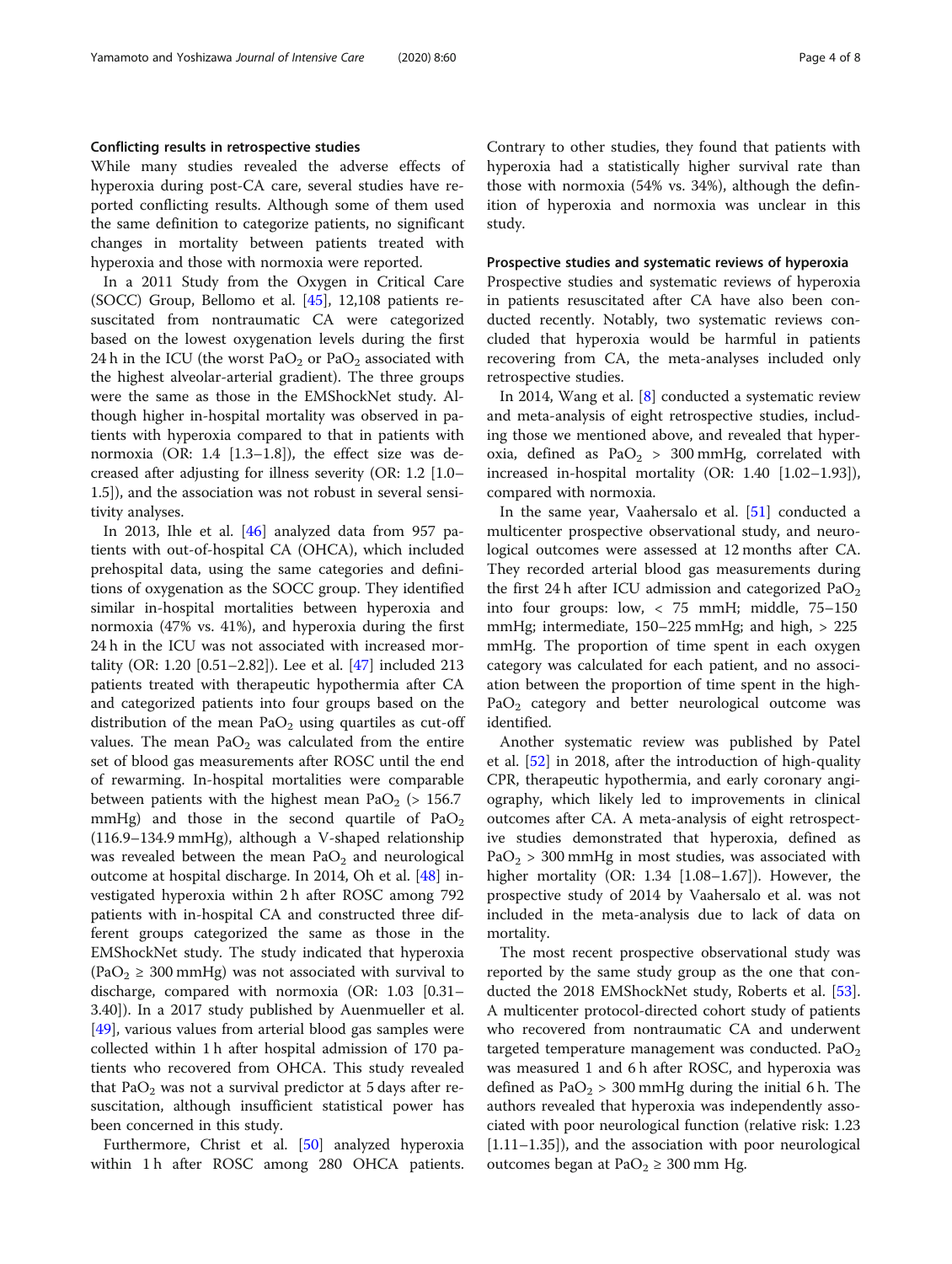### Conflicting results in retrospective studies

While many studies revealed the adverse effects of hyperoxia during post-CA care, several studies have reported conflicting results. Although some of them used the same definition to categorize patients, no significant changes in mortality between patients treated with hyperoxia and those with normoxia were reported.

In a 2011 Study from the Oxygen in Critical Care (SOCC) Group, Bellomo et al. [45], 12,108 patients resuscitated from nontraumatic CA were categorized based on the lowest oxygenation levels during the first 24 h in the ICU (the worst $PaO_2$ or $PaO_2$ associated with the highest alveolar-arterial gradient). The three groups were the same as those in the EMShockNet study. Although higher in-hospital mortality was observed in patients with hyperoxia compared to that in patients with normoxia (OR: 1.4 [1.3–1.8]), the effect size was decreased after adjusting for illness severity (OR: 1.2 [1.0–1.5]), and the association was not robust in several sensitivity analyses.

In 2013, Ihle et al. [46] analyzed data from 957 patients with out-of-hospital CA (OHCA), which included prehospital data, using the same categories and definitions of oxygenation as the SOCC group. They identified similar in-hospital mortalities between hyperoxia and normoxia (47% vs. 41%), and hyperoxia during the first 24 h in the ICU was not associated with increased mortality (OR: 1.20 [0.51–2.82]). Lee et al. [47] included 213 patients treated with therapeutic hypothermia after CA and categorized patients into four groups based on the distribution of the mean $PaO_2$ using quartiles as cut-off values. The mean $PaO_2$ was calculated from the entire set of blood gas measurements after ROSC until the end of rewarming. In-hospital mortalities were comparable between patients with the highest mean $PaO_2$ (> 156.7 mmHg) and those in the second quartile of $PaO_2$ (116.9–134.9 mmHg), although a V-shaped relationship was revealed between the mean $PaO_2$ and neurological outcome at hospital discharge. In 2014, Oh et al. [48] investigated hyperoxia within 2 h after ROSC among 792 patients with in-hospital CA and constructed three different groups categorized the same as those in the EMShockNet study. The study indicated that hyperoxia ($PaO_2 \geq 300$ mmHg) was not associated with survival to discharge, compared with normoxia (OR: 1.03 [0.31–3.40]). In a 2017 study published by Auenmueller et al. [49], various values from arterial blood gas samples were collected within 1 h after hospital admission of 170 patients who recovered from OHCA. This study revealed that $PaO_2$ was not a survival predictor at 5 days after resuscitation, although insufficient statistical power has been concerned in this study.

Furthermore, Christ et al. [50] analyzed hyperoxia within 1 h after ROSC among 280 OHCA patients. Contrary to other studies, they found that patients with hyperoxia had a statistically higher survival rate than those with normoxia (54% vs. 34%), although the definition of hyperoxia and normoxia was unclear in this study.

### Prospective studies and systematic reviews of hyperoxia

Prospective studies and systematic reviews of hyperoxia in patients resuscitated after CA have also been conducted recently. Notably, two systematic reviews concluded that hyperoxia would be harmful in patients recovering from CA, the meta-analyses included only retrospective studies.

In 2014, Wang et al. [8] conducted a systematic review and meta-analysis of eight retrospective studies, including those we mentioned above, and revealed that hyperoxia, defined as $PaO_2 > 300$ mmHg, correlated with increased in-hospital mortality (OR: 1.40 [1.02–1.93]), compared with normoxia.

In the same year, Vaahersalo et al. [51] conducted a multicenter prospective observational study, and neurological outcomes were assessed at 12 months after CA. They recorded arterial blood gas measurements during the first 24 h after ICU admission and categorized $PaO_2$ into four groups: low, < 75 mmH; middle, 75–150 mmHg; intermediate, 150–225 mmHg; and high, > 225 mmHg. The proportion of time spent in each oxygen category was calculated for each patient, and no association between the proportion of time spent in the high-$PaO_2$ category and better neurological outcome was identified.

Another systematic review was published by Patel et al. [52] in 2018, after the introduction of high-quality CPR, therapeutic hypothermia, and early coronary angiography, which likely led to improvements in clinical outcomes after CA. A meta-analysis of eight retrospective studies demonstrated that hyperoxia, defined as $PaO_2 > 300$ mmHg in most studies, was associated with higher mortality (OR: 1.34 [1.08–1.67]). However, the prospective study of 2014 by Vaahersalo et al. was not included in the meta-analysis due to lack of data on mortality.

The most recent prospective observational study was reported by the same study group as the one that conducted the 2018 EMShockNet study, Roberts et al. [53]. A multicenter protocol-directed cohort study of patients who recovered from nontraumatic CA and underwent targeted temperature management was conducted. $PaO_2$ was measured 1 and 6 h after ROSC, and hyperoxia was defined as $PaO_2 > 300$ mmHg during the initial 6 h. The authors revealed that hyperoxia was independently associated with poor neurological function (relative risk: 1.23 [1.11–1.35]), and the association with poor neurological outcomes began at $PaO_2 \geq 300$ mm Hg.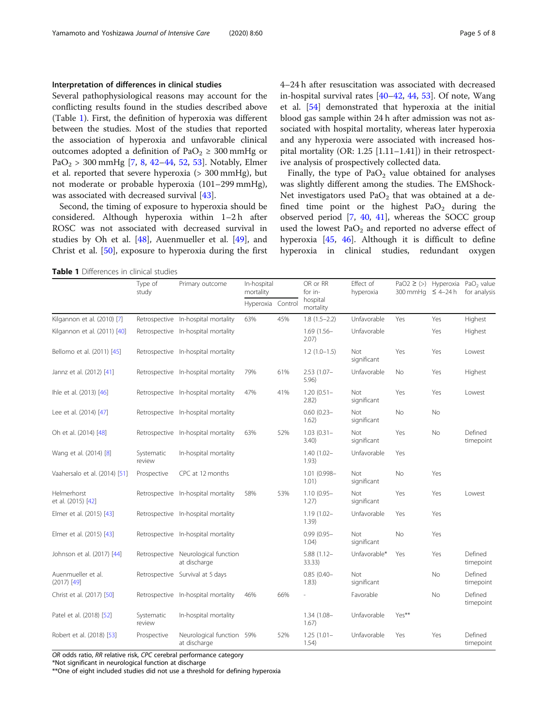### Interpretation of differences in clinical studies

Several pathophysiological reasons may account for the conflicting results found in the studies described above (Table 1). First, the definition of hyperoxia was different between the studies. Most of the studies that reported the association of hyperoxia and unfavorable clinical outcomes adopted a definition of $PaO_2 \geq 300$ mmHg or $PaO_2 > 300$ mmHg [7, 8, 42–44, 52, 53]. Notably, Elmer et al. reported that severe hyperoxia (> 300 mmHg), but not moderate or probable hyperoxia (101–299 mmHg), was associated with decreased survival [43].

Second, the timing of exposure to hyperoxia should be considered. Although hyperoxia within 1–2 h after ROSC was not associated with decreased survival in studies by Oh et al. [48], Auenmueller et al. [49], and Christ et al. [50], exposure to hyperoxia during the first 4–24 h after resuscitation was associated with decreased in-hospital survival rates [40–42, 44, 53]. Of note, Wang et al. [54] demonstrated that hyperoxia at the initial blood gas sample within 24 h after admission was not associated with hospital mortality, whereas later hyperoxia and any hyperoxia were associated with increased hospital mortality (OR: 1.25 [1.11–1.41]) in their retrospective analysis of prospectively collected data.

Finally, the type of $PaO_2$ value obtained for analyses was slightly different among the studies. The EMShock-Net investigators used $PaO_2$ that was obtained at a defined time point or the highest $PaO_2$ during the observed period [7, 40, 41], whereas the SOCC group used the lowest $PaO_2$ and reported no adverse effect of hyperoxia [45, 46]. Although it is difficult to define hyperoxia in clinical studies, redundant oxygen

**Table 1** Differences in clinical studies

| | Type of study | Primary outcome | In-hospital mortality | | OR or RR for in-hospital mortality | Effect of hyperoxia | PaO2 ≥ (>) 300 mmHg | Hyperoxia ≤ 4–24 h | $PaO_2$ value for analysis |
|---|---|---|---|---|---|---|---|---|---|
| | | | Hyperoxia | Control | | | | | |
| Kilgannon et al. (2010) [7] | Retrospective | In-hospital mortality | 63% | 45% | 1.8 (1.5–2.2) | Unfavorable | Yes | Yes | Highest |
| Kilgannon et al. (2011) [40] | Retrospective | In-hospital mortality | | | 1.69 (1.56–2.07) | Unfavorable | | Yes | Highest |
| Bellomo et al. (2011) [45] | Retrospective | In-hospital mortality | | | 1.2 (1.0–1.5) | Not significant | Yes | Yes | Lowest |
| Jannz et al. (2012) [41] | Retrospective | In-hospital mortality | 79% | 61% | 2.53 (1.07–5.96) | Unfavorable | No | Yes | Highest |
| Ihle et al. (2013) [46] | Retrospective | In-hospital mortality | 47% | 41% | 1.20 (0.51–2.82) | Not significant | Yes | Yes | Lowest |
| Lee et al. (2014) [47] | Retrospective | In-hospital mortality | | | 0.60 (0.23–1.62) | Not significant | No | No | |
| Oh et al. (2014) [48] | Retrospective | In-hospital mortality | 63% | 52% | 1.03 (0.31–3.40) | Not significant | Yes | No | Defined timepoint |
| Wang et al. (2014) [8] | Systematic review | In-hospital mortality | | | 1.40 (1.02–1.93) | Unfavorable | Yes | | |
| Vaahersalo et al. (2014) [51] | Prospective | CPC at 12 months | | | 1.01 (0.998–1.01) | Not significant | No | Yes | |
| Helmerhorst et al. (2015) [42] | Retrospective | In-hospital mortality | 58% | 53% | 1.10 (0.95–1.27) | Not significant | Yes | Yes | Lowest |
| Elmer et al. (2015) [43] | Retrospective | In-hospital mortality | | | 1.19 (1.02–1.39) | Unfavorable | Yes | Yes | |
| Elmer et al. (2015) [43] | Retrospective | In-hospital mortality | | | 0.99 (0.95–1.04) | Not significant | No | Yes | |
| Johnson et al. (2017) [44] | Retrospective | Neurological function at discharge | | | 5.88 (1.12–33.33) | Unfavorable* | Yes | Yes | Defined timepoint |
| Auenmueller et al. (2017) [49] | Retrospective | Survival at 5 days | | | 0.85 (0.40–1.83) | Not significant | | No | Defined timepoint |
| Christ et al. (2017) [50] | Retrospective | In-hospital mortality | 46% | 66% | - | Favorable | | No | Defined timepoint |
| Patel et al. (2018) [52] | Systematic review | In-hospital mortality | | | 1.34 (1.08–1.67) | Unfavorable | Yes** | | |
| Robert et al. (2018) [53] | Prospective | Neurological function at discharge | 59% | 52% | 1.25 (1.01–1.54) | Unfavorable | Yes | Yes | Defined timepoint |

*OR* odds ratio, *RR* relative risk, *CPC* cerebral performance category
*Not significant in neurological function at discharge
**One of eight included studies did not use a threshold for defining hyperoxia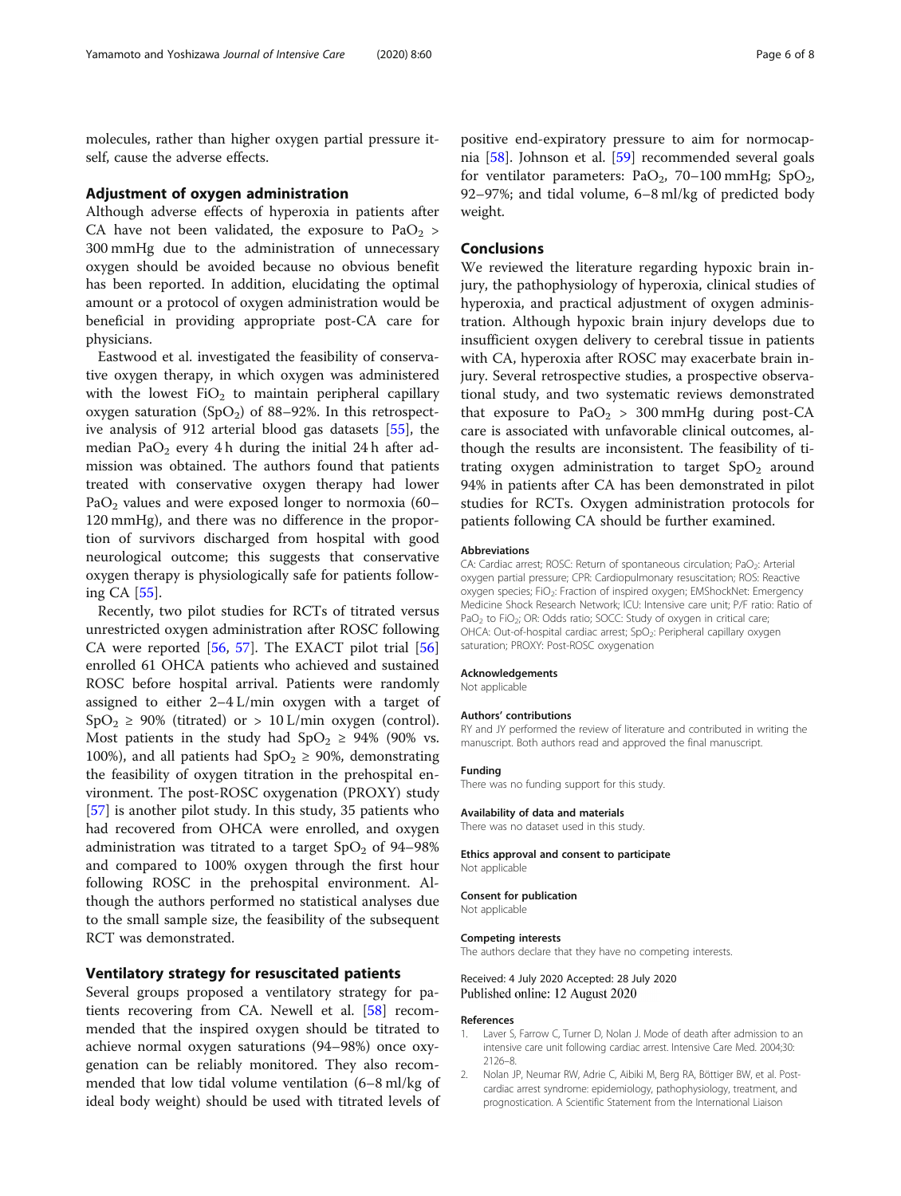molecules, rather than higher oxygen partial pressure itself, cause the adverse effects.

## Adjustment of oxygen administration

Although adverse effects of hyperoxia in patients after CA have not been validated, the exposure to $PaO_2$ > 300 mmHg due to the administration of unnecessary oxygen should be avoided because no obvious benefit has been reported. In addition, elucidating the optimal amount or a protocol of oxygen administration would be beneficial in providing appropriate post-CA care for physicians.

Eastwood et al. investigated the feasibility of conservative oxygen therapy, in which oxygen was administered with the lowest $FiO_2$ to maintain peripheral capillary oxygen saturation ($SpO_2$) of 88–92%. In this retrospective analysis of 912 arterial blood gas datasets [55], the median $PaO_2$ every 4 h during the initial 24 h after admission was obtained. The authors found that patients treated with conservative oxygen therapy had lower $PaO_2$ values and were exposed longer to normoxia (60–120 mmHg), and there was no difference in the proportion of survivors discharged from hospital with good neurological outcome; this suggests that conservative oxygen therapy is physiologically safe for patients following CA [55].

Recently, two pilot studies for RCTs of titrated versus unrestricted oxygen administration after ROSC following CA were reported [56, 57]. The EXACT pilot trial [56] enrolled 61 OHCA patients who achieved and sustained ROSC before hospital arrival. Patients were randomly assigned to either 2–4 L/min oxygen with a target of $SpO_2$ ≥ 90% (titrated) or > 10 L/min oxygen (control). Most patients in the study had $SpO_2$ ≥ 94% (90% vs. 100%), and all patients had $SpO_2$ ≥ 90%, demonstrating the feasibility of oxygen titration in the prehospital environment. The post-ROSC oxygenation (PROXY) study [57] is another pilot study. In this study, 35 patients who had recovered from OHCA were enrolled, and oxygen administration was titrated to a target $SpO_2$ of 94–98% and compared to 100% oxygen through the first hour following ROSC in the prehospital environment. Although the authors performed no statistical analyses due to the small sample size, the feasibility of the subsequent RCT was demonstrated.

## Ventilatory strategy for resuscitated patients

Several groups proposed a ventilatory strategy for patients recovering from CA. Newell et al. [58] recommended that the inspired oxygen should be titrated to achieve normal oxygen saturations (94–98%) once oxygenation can be reliably monitored. They also recommended that low tidal volume ventilation (6–8 ml/kg of ideal body weight) should be used with titrated levels of positive end-expiratory pressure to aim for normocapnia [58]. Johnson et al. [59] recommended several goals for ventilator parameters: $PaO_2$, 70–100 mmHg; $SpO_2$, 92–97%; and tidal volume, 6–8 ml/kg of predicted body weight.

## Conclusions

We reviewed the literature regarding hypoxic brain injury, the pathophysiology of hyperoxia, clinical studies of hyperoxia, and practical adjustment of oxygen administration. Although hypoxic brain injury develops due to insufficient oxygen delivery to cerebral tissue in patients with CA, hyperoxia after ROSC may exacerbate brain injury. Several retrospective studies, a prospective observational study, and two systematic reviews demonstrated that exposure to $PaO_2$ > 300 mmHg during post-CA care is associated with unfavorable clinical outcomes, although the results are inconsistent. The feasibility of titrating oxygen administration to target $SpO_2$ around 94% in patients after CA has been demonstrated in pilot studies for RCTs. Oxygen administration protocols for patients following CA should be further examined.

#### Abbreviations

CA: Cardiac arrest; ROSC: Return of spontaneous circulation; $PaO_2$: Arterial oxygen partial pressure; CPR: Cardiopulmonary resuscitation; ROS: Reactive oxygen species; $FiO_2$: Fraction of inspired oxygen; EMShockNet: Emergency Medicine Shock Research Network; ICU: Intensive care unit; P/F ratio: Ratio of $PaO_2$ to $FiO_2$; OR: Odds ratio; SOCC: Study of oxygen in critical care; OHCA: Out-of-hospital cardiac arrest; $SpO_2$: Peripheral capillary oxygen saturation; PROXY: Post-ROSC oxygenation

#### Acknowledgements

Not applicable

#### Authors' contributions

RY and JY performed the review of literature and contributed in writing the manuscript. Both authors read and approved the final manuscript.

#### Funding

There was no funding support for this study.

#### Availability of data and materials

There was no dataset used in this study.

#### Ethics approval and consent to participate

Not applicable

#### Consent for publication

Not applicable

#### Competing interests

The authors declare that they have no competing interests.

Received: 4 July 2020 Accepted: 28 July 2020
Published online: 12 August 2020

#### References

1. Laver S, Farrow C, Turner D, Nolan J. Mode of death after admission to an intensive care unit following cardiac arrest. Intensive Care Med. 2004;30:2126–8.
2. Nolan JP, Neumar RW, Adrie C, Aibiki M, Berg RA, Böttiger BW, et al. Post-cardiac arrest syndrome: epidemiology, pathophysiology, treatment, and prognostication. A Scientific Statement from the International Liaison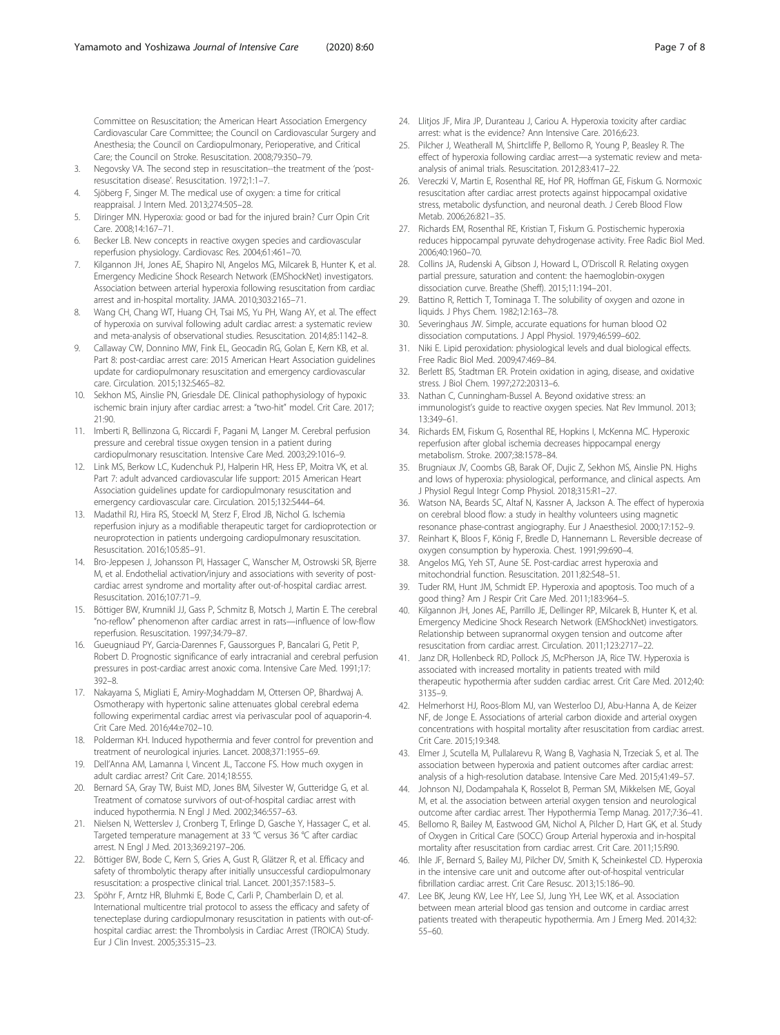Committee on Resuscitation; the American Heart Association Emergency Cardiovascular Care Committee; the Council on Cardiovascular Surgery and Anesthesia; the Council on Cardiopulmonary, Perioperative, and Critical Care; the Council on Stroke. Resuscitation. 2008;79:350–79.

3. Negovsky VA. The second step in resuscitation--the treatment of the 'post-resuscitation disease'. Resuscitation. 1972;1:1–7.
4. Sjöberg F, Singer M. The medical use of oxygen: a time for critical reappraisal. J Intern Med. 2013;274:505–28.
5. Diringer MN. Hyperoxia: good or bad for the injured brain? Curr Opin Crit Care. 2008;14:167–71.
6. Becker LB. New concepts in reactive oxygen species and cardiovascular reperfusion physiology. Cardiovasc Res. 2004;61:461–70.
7. Kilgannon JH, Jones AE, Shapiro NI, Angelos MG, Milcarek B, Hunter K, et al. Emergency Medicine Shock Research Network (EMShockNet) investigators. Association between arterial hyperoxia following resuscitation from cardiac arrest and in-hospital mortality. JAMA. 2010;303:2165–71.
8. Wang CH, Chang WT, Huang CH, Tsai MS, Yu PH, Wang AY, et al. The effect of hyperoxia on survival following adult cardiac arrest: a systematic review and meta-analysis of observational studies. Resuscitation. 2014;85:1142–8.
9. Callaway CW, Donnino MW, Fink EL, Geocadin RG, Golan E, Kern KB, et al. Part 8: post-cardiac arrest care: 2015 American Heart Association guidelines update for cardiopulmonary resuscitation and emergency cardiovascular care. Circulation. 2015;132:S465–82.
10. Sekhon MS, Ainslie PN, Griesdale DE. Clinical pathophysiology of hypoxic ischemic brain injury after cardiac arrest: a "two-hit" model. Crit Care. 2017;21:90.
11. Imberti R, Bellinzona G, Riccardi F, Pagani M, Langer M. Cerebral perfusion pressure and cerebral tissue oxygen tension in a patient during cardiopulmonary resuscitation. Intensive Care Med. 2003;29:1016–9.
12. Link MS, Berkow LC, Kudenchuk PJ, Halperin HR, Hess EP, Moitra VK, et al. Part 7: adult advanced cardiovascular life support: 2015 American Heart Association guidelines update for cardiopulmonary resuscitation and emergency cardiovascular care. Circulation. 2015;132:S444–64.
13. Madathil RJ, Hira RS, Stoeckl M, Sterz F, Elrod JB, Nichol G. Ischemia reperfusion injury as a modifiable therapeutic target for cardioprotection or neuroprotection in patients undergoing cardiopulmonary resuscitation. Resuscitation. 2016;105:85–91.
14. Bro-Jeppesen J, Johansson PI, Hassager C, Wanscher M, Ostrowski SR, Bjerre M, et al. Endothelial activation/injury and associations with severity of post-cardiac arrest syndrome and mortality after out-of-hospital cardiac arrest. Resuscitation. 2016;107:71–9.
15. Böttiger BW, Krumnikl JJ, Gass P, Schmitz B, Motsch J, Martin E. The cerebral "no-reflow" phenomenon after cardiac arrest in rats—influence of low-flow reperfusion. Resuscitation. 1997;34:79–87.
16. Gueugniaud PY, Garcia-Darennes F, Gaussorgues P, Bancalari G, Petit P, Robert D. Prognostic significance of early intracranial and cerebral perfusion pressures in post-cardiac arrest anoxic coma. Intensive Care Med. 1991;17:392–8.
17. Nakayama S, Migliati E, Amiry-Moghaddam M, Ottersen OP, Bhardwaj A. Osmotherapy with hypertonic saline attenuates global cerebral edema following experimental cardiac arrest via perivascular pool of aquaporin-4. Crit Care Med. 2016;44:e702–10.
18. Polderman KH. Induced hypothermia and fever control for prevention and treatment of neurological injuries. Lancet. 2008;371:1955–69.
19. Dell'Anna AM, Lamanna I, Vincent JL, Taccone FS. How much oxygen in adult cardiac arrest? Crit Care. 2014;18:555.
20. Bernard SA, Gray TW, Buist MD, Jones BM, Silvester W, Gutteridge G, et al. Treatment of comatose survivors of out-of-hospital cardiac arrest with induced hypothermia. N Engl J Med. 2002;346:557–63.
21. Nielsen N, Wetterslev J, Cronberg T, Erlinge D, Gasche Y, Hassager C, et al. Targeted temperature management at 33 °C versus 36 °C after cardiac arrest. N Engl J Med. 2013;369:2197–206.
22. Böttiger BW, Bode C, Kern S, Gries A, Gust R, Glätzer R, et al. Efficacy and safety of thrombolytic therapy after initially unsuccessful cardiopulmonary resuscitation: a prospective clinical trial. Lancet. 2001;357:1583–5.
23. Spöhr F, Arntz HR, Bluhmki E, Bode C, Carli P, Chamberlain D, et al. International multicentre trial protocol to assess the efficacy and safety of tenecteplase during cardiopulmonary resuscitation in patients with out-of-hospital cardiac arrest: the Thrombolysis in Cardiac Arrest (TROICA) Study. Eur J Clin Invest. 2005;35:315–23.
24. Llitjos JF, Mira JP, Duranteau J, Cariou A. Hyperoxia toxicity after cardiac arrest: what is the evidence? Ann Intensive Care. 2016;6:23.
25. Pilcher J, Weatherall M, Shirtcliffe P, Bellomo R, Young P, Beasley R. The effect of hyperoxia following cardiac arrest—a systematic review and meta-analysis of animal trials. Resuscitation. 2012;83:417–22.
26. Vereczki V, Martin E, Rosenthal RE, Hof PR, Hoffman GE, Fiskum G. Normoxic resuscitation after cardiac arrest protects against hippocampal oxidative stress, metabolic dysfunction, and neuronal death. J Cereb Blood Flow Metab. 2006;26:821–35.
27. Richards EM, Rosenthal RE, Kristian T, Fiskum G. Postischemic hyperoxia reduces hippocampal pyruvate dehydrogenase activity. Free Radic Biol Med. 2006;40:1960–70.
28. Collins JA, Rudenski A, Gibson J, Howard L, O'Driscoll R. Relating oxygen partial pressure, saturation and content: the haemoglobin-oxygen dissociation curve. Breathe (Sheff). 2015;11:194–201.
29. Battino R, Rettich T, Tominaga T. The solubility of oxygen and ozone in liquids. J Phys Chem. 1982;12:163–78.
30. Severinghaus JW. Simple, accurate equations for human blood O2 dissociation computations. J Appl Physiol. 1979;46:599–602.
31. Niki E. Lipid peroxidation: physiological levels and dual biological effects. Free Radic Biol Med. 2009;47:469–84.
32. Berlett BS, Stadtman ER. Protein oxidation in aging, disease, and oxidative stress. J Biol Chem. 1997;272:20313–6.
33. Nathan C, Cunningham-Bussel A. Beyond oxidative stress: an immunologist's guide to reactive oxygen species. Nat Rev Immunol. 2013;13:349–61.
34. Richards EM, Fiskum G, Rosenthal RE, Hopkins I, McKenna MC. Hyperoxic reperfusion after global ischemia decreases hippocampal energy metabolism. Stroke. 2007;38:1578–84.
35. Brugniaux JV, Coombs GB, Barak OF, Dujic Z, Sekhon MS, Ainslie PN. Highs and lows of hyperoxia: physiological, performance, and clinical aspects. Am J Physiol Regul Integr Comp Physiol. 2018;315:R1–27.
36. Watson NA, Beards SC, Altaf N, Kassner A, Jackson A. The effect of hyperoxia on cerebral blood flow: a study in healthy volunteers using magnetic resonance phase-contrast angiography. Eur J Anaesthesiol. 2000;17:152–9.
37. Reinhart K, Bloos F, König F, Bredle D, Hannemann L. Reversible decrease of oxygen consumption by hyperoxia. Chest. 1991;99:690–4.
38. Angelos MG, Yeh ST, Aune SE. Post-cardiac arrest hyperoxia and mitochondrial function. Resuscitation. 2011;82:S48–51.
39. Tuder RM, Hunt JM, Schmidt EP. Hyperoxia and apoptosis. Too much of a good thing? Am J Respir Crit Care Med. 2011;183:964–5.
40. Kilgannon JH, Jones AE, Parrillo JE, Dellinger RP, Milcarek B, Hunter K, et al. Emergency Medicine Shock Research Network (EMShockNet) investigators. Relationship between supranormal oxygen tension and outcome after resuscitation from cardiac arrest. Circulation. 2011;123:2717–22.
41. Janz DR, Hollenbeck RD, Pollock JS, McPherson JA, Rice TW. Hyperoxia is associated with increased mortality in patients treated with mild therapeutic hypothermia after sudden cardiac arrest. Crit Care Med. 2012;40:3135–9.
42. Helmerhorst HJ, Roos-Blom MJ, van Westerloo DJ, Abu-Hanna A, de Keizer NF, de Jonge E. Associations of arterial carbon dioxide and arterial oxygen concentrations with hospital mortality after resuscitation from cardiac arrest. Crit Care. 2015;19:348.
43. Elmer J, Scutella M, Pullalarevu R, Wang B, Vaghasia N, Trzeciak S, et al. The association between hyperoxia and patient outcomes after cardiac arrest: analysis of a high-resolution database. Intensive Care Med. 2015;41:49–57.
44. Johnson NJ, Dodampahala K, Rosselot B, Perman SM, Mikkelsen ME, Goyal M, et al. the association between arterial oxygen tension and neurological outcome after cardiac arrest. Ther Hypothermia Temp Manag. 2017;7:36–41.
45. Bellomo R, Bailey M, Eastwood GM, Nichol A, Pilcher D, Hart GK, et al. Study of Oxygen in Critical Care (SOCC) Group Arterial hyperoxia and in-hospital mortality after resuscitation from cardiac arrest. Crit Care. 2011;15:R90.
46. Ihle JF, Bernard S, Bailey MJ, Pilcher DV, Smith K, Scheinkestel CD. Hyperoxia in the intensive care unit and outcome after out-of-hospital ventricular fibrillation cardiac arrest. Crit Care Resusc. 2013;15:186–90.
47. Lee BK, Jeung KW, Lee HY, Lee SJ, Jung YH, Lee WK, et al. Association between mean arterial blood gas tension and outcome in cardiac arrest patients treated with therapeutic hypothermia. Am J Emerg Med. 2014;32:55–60.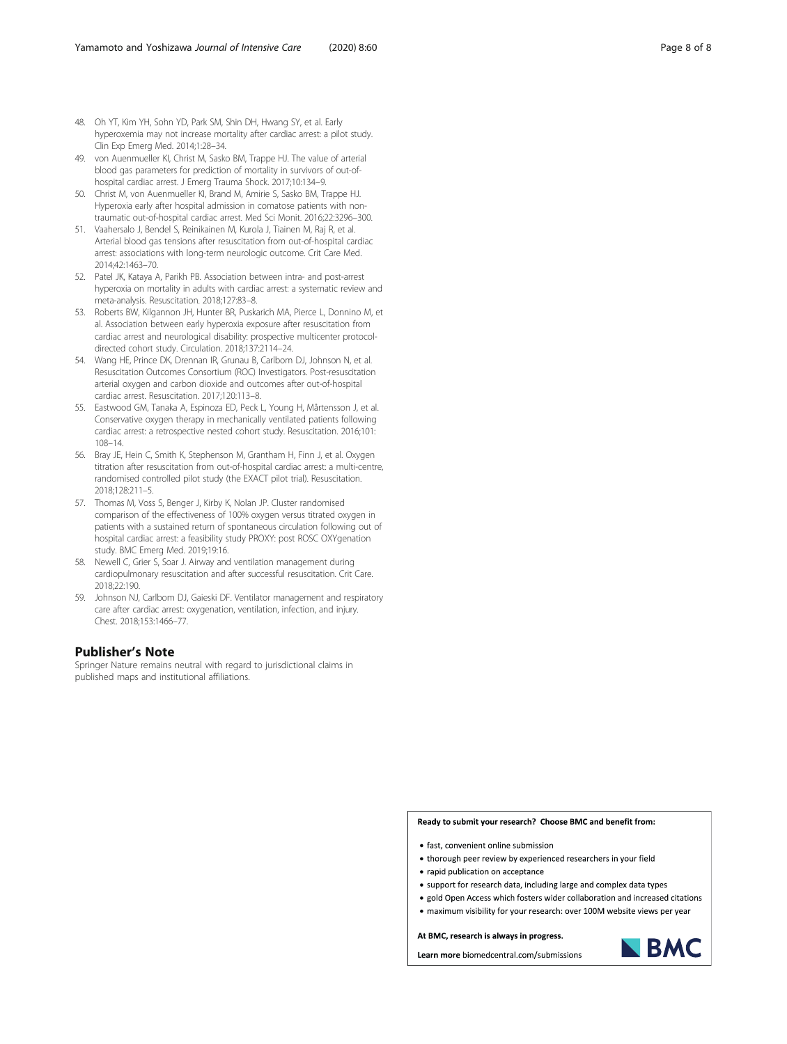48. Oh YT, Kim YH, Sohn YD, Park SM, Shin DH, Hwang SY, et al. Early hyperoxemia may not increase mortality after cardiac arrest: a pilot study. Clin Exp Emerg Med. 2014;1:28–34.
49. von Auenmueller KI, Christ M, Sasko BM, Trappe HJ. The value of arterial blood gas parameters for prediction of mortality in survivors of out-of-hospital cardiac arrest. J Emerg Trauma Shock. 2017;10:134–9.
50. Christ M, von Auenmueller KI, Brand M, Amirie S, Sasko BM, Trappe HJ. Hyperoxia early after hospital admission in comatose patients with non-traumatic out-of-hospital cardiac arrest. Med Sci Monit. 2016;22:3296–300.
51. Vaahersalo J, Bendel S, Reinikainen M, Kurola J, Tiainen M, Raj R, et al. Arterial blood gas tensions after resuscitation from out-of-hospital cardiac arrest: associations with long-term neurologic outcome. Crit Care Med. 2014;42:1463–70.
52. Patel JK, Kataya A, Parikh PB. Association between intra- and post-arrest hyperoxia on mortality in adults with cardiac arrest: a systematic review and meta-analysis. Resuscitation. 2018;127:83–8.
53. Roberts BW, Kilgannon JH, Hunter BR, Puskarich MA, Pierce L, Donnino M, et al. Association between early hyperoxia exposure after resuscitation from cardiac arrest and neurological disability: prospective multicenter protocol-directed cohort study. Circulation. 2018;137:2114–24.
54. Wang HE, Prince DK, Drennan IR, Grunau B, Carlbom DJ, Johnson N, et al. Resuscitation Outcomes Consortium (ROC) Investigators. Post-resuscitation arterial oxygen and carbon dioxide and outcomes after out-of-hospital cardiac arrest. Resuscitation. 2017;120:113–8.
55. Eastwood GM, Tanaka A, Espinoza ED, Peck L, Young H, Mårtensson J, et al. Conservative oxygen therapy in mechanically ventilated patients following cardiac arrest: a retrospective nested cohort study. Resuscitation. 2016;101:108–14.
56. Bray JE, Hein C, Smith K, Stephenson M, Grantham H, Finn J, et al. Oxygen titration after resuscitation from out-of-hospital cardiac arrest: a multi-centre, randomised controlled pilot study (the EXACT pilot trial). Resuscitation. 2018;128:211–5.
57. Thomas M, Voss S, Benger J, Kirby K, Nolan JP. Cluster randomised comparison of the effectiveness of 100% oxygen versus titrated oxygen in patients with a sustained return of spontaneous circulation following out of hospital cardiac arrest: a feasibility study PROXY: post ROSC OXYgenation study. BMC Emerg Med. 2019;19:16.
58. Newell C, Grier S, Soar J. Airway and ventilation management during cardiopulmonary resuscitation and after successful resuscitation. Crit Care. 2018;22:190.
59. Johnson NJ, Carlbom DJ, Gaieski DF. Ventilator management and respiratory care after cardiac arrest: oxygenation, ventilation, infection, and injury. Chest. 2018;153:1466–77.

## Publisher's Note

Springer Nature remains neutral with regard to jurisdictional claims in published maps and institutional affiliations.

**Ready to submit your research? Choose BMC and benefit from:**

- fast, convenient online submission
- thorough peer review by experienced researchers in your field
- rapid publication on acceptance
- support for research data, including large and complex data types
- gold Open Access which fosters wider collaboration and increased citations
- maximum visibility for your research: over 100M website views per year

**At BMC, research is always in progress.**

**Learn more** biomedcentral.com/submissions

BMC